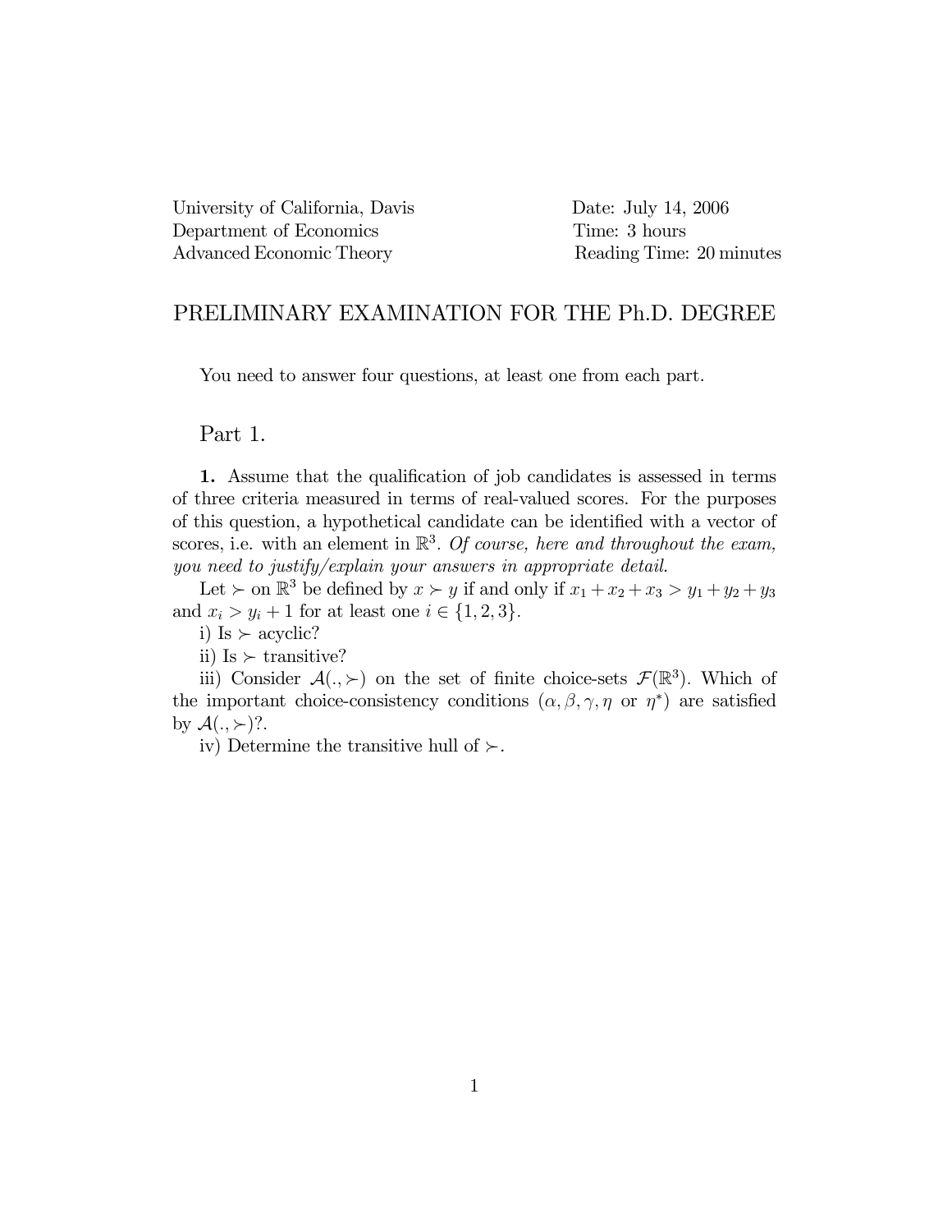University of California, Davis
Department of Economics
Advanced Economic Theory

Date: July 14, 2006
Time: 3 hours
Reading Time: 20 minutes

## PRELIMINARY EXAMINATION FOR THE Ph.D. DEGREE

You need to answer four questions, at least one from each part.

### Part 1.

**1.** Assume that the qualification of job candidates is assessed in terms of three criteria measured in terms of real-valued scores. For the purposes of this question, a hypothetical candidate can be identified with a vector of scores, i.e. with an element in $\mathbb{R}^3$. *Of course, here and throughout the exam, you need to justify/explain your answers in appropriate detail.*

Let $\succ$ on $\mathbb{R}^3$ be defined by $x \succ y$ if and only if $x_1 + x_2 + x_3 > y_1 + y_2 + y_3$ and $x_i > y_i + 1$ for at least one $i \in \{1, 2, 3\}$.

i) Is $\succ$ acyclic?

ii) Is $\succ$ transitive?

iii) Consider $\mathcal{A}(., \succ)$ on the set of finite choice-sets $\mathcal{F}(\mathbb{R}^3)$. Which of the important choice-consistency conditions ($\alpha, \beta, \gamma, \eta$ or $\eta^*$) are satisfied by $\mathcal{A}(., \succ)$?.

iv) Determine the transitive hull of $\succ$.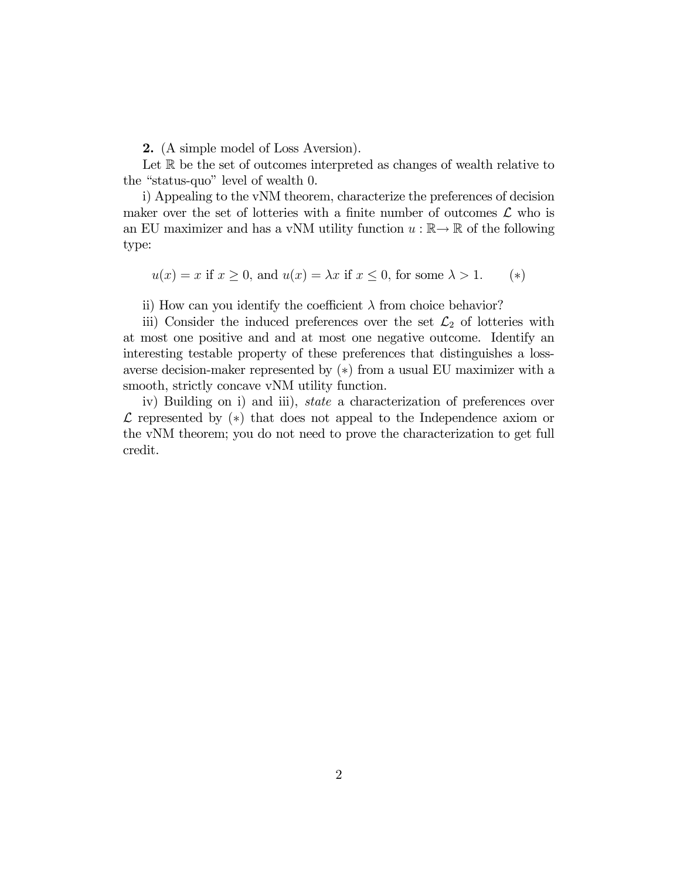**2.** (A simple model of Loss Aversion).

Let $\mathbb{R}$ be the set of outcomes interpreted as changes of wealth relative to the "status-quo" level of wealth 0.

i) Appealing to the vNM theorem, characterize the preferences of decision maker over the set of lotteries with a finite number of outcomes $\mathcal{L}$ who is an EU maximizer and has a vNM utility function $u : \mathbb{R} \rightarrow \mathbb{R}$ of the following type:

$$u(x) = x \text{ if } x \geq 0, \text{ and } u(x) = \lambda x \text{ if } x \leq 0, \text{ for some } \lambda > 1. \qquad (*)$$

ii) How can you identify the coefficient $\lambda$ from choice behavior?

iii) Consider the induced preferences over the set $\mathcal{L}_2$ of lotteries with at most one positive and and at most one negative outcome. Identify an interesting testable property of these preferences that distinguishes a loss-averse decision-maker represented by $(*)$ from a usual EU maximizer with a smooth, strictly concave vNM utility function.

iv) Building on i) and iii), *state* a characterization of preferences over $\mathcal{L}$ represented by $(*)$ that does not appeal to the Independence axiom or the vNM theorem; you do not need to prove the characterization to get full credit.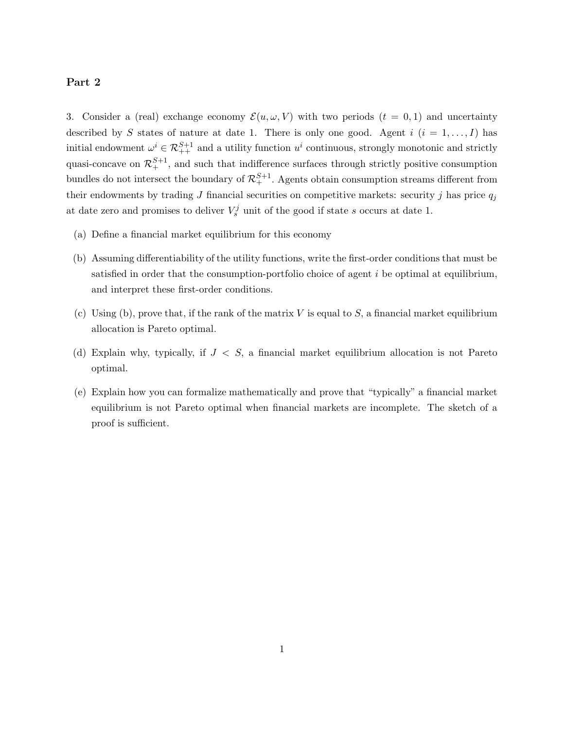## Part 2

3. Consider a (real) exchange economy $\mathcal{E}(u, \omega, V)$ with two periods ($t = 0, 1$) and uncertainty described by $S$ states of nature at date 1. There is only one good. Agent $i$ ($i = 1, \ldots, I$) has initial endowment $\omega^i \in \mathcal{R}_{++}^{S+1}$ and a utility function $u^i$ continuous, strongly monotonic and strictly quasi-concave on $\mathcal{R}_{+}^{S+1}$, and such that indifference surfaces through strictly positive consumption bundles do not intersect the boundary of $\mathcal{R}_{+}^{S+1}$. Agents obtain consumption streams different from their endowments by trading $J$ financial securities on competitive markets: security $j$ has price $q_j$ at date zero and promises to deliver $V_s^j$ unit of the good if state $s$ occurs at date 1.

   (a) Define a financial market equilibrium for this economy

   (b) Assuming differentiability of the utility functions, write the first-order conditions that must be satisfied in order that the consumption-portfolio choice of agent $i$ be optimal at equilibrium, and interpret these first-order conditions.

   (c) Using (b), prove that, if the rank of the matrix $V$ is equal to $S$, a financial market equilibrium allocation is Pareto optimal.

   (d) Explain why, typically, if $J < S$, a financial market equilibrium allocation is not Pareto optimal.

   (e) Explain how you can formalize mathematically and prove that "typically" a financial market equilibrium is not Pareto optimal when financial markets are incomplete. The sketch of a proof is sufficient.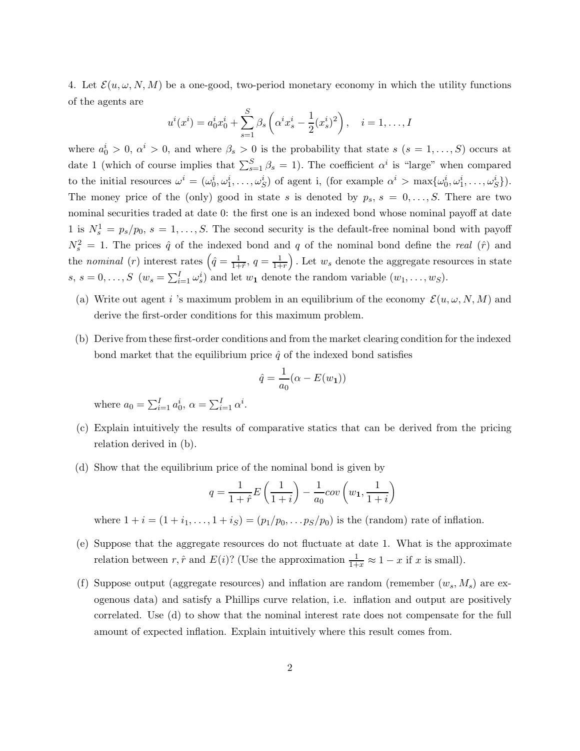4. Let $\mathcal{E}(u, \omega, N, M)$ be a one-good, two-period monetary economy in which the utility functions of the agents are

$$u^i(x^i) = a_0^i x_0^i + \sum_{s=1}^{S} \beta_s \left( \alpha^i x_s^i - \frac{1}{2}(x_s^i)^2 \right), \quad i = 1, \ldots, I$$

where $a_0^i > 0$, $\alpha^i > 0$, and where $\beta_s > 0$ is the probability that state $s$ ($s = 1, \ldots, S$) occurs at date 1 (which of course implies that $\sum_{s=1}^{S} \beta_s = 1$). The coefficient $\alpha^i$ is "large" when compared to the initial resources $\omega^i = (\omega_0^i, \omega_1^i, \ldots, \omega_S^i)$ of agent i, (for example $\alpha^i > \max\{\omega_0^i, \omega_1^i, \ldots, \omega_S^i\}$). The money price of the (only) good in state $s$ is denoted by $p_s$, $s = 0, \ldots, S$. There are two nominal securities traded at date 0: the first one is an indexed bond whose nominal payoff at date 1 is $N_s^1 = p_s/p_0$, $s = 1, \ldots, S$. The second security is the default-free nominal bond with payoff $N_s^2 = 1$. The prices $\hat{q}$ of the indexed bond and $q$ of the nominal bond define the *real* ($\hat{r}$) and the *nominal* ($r$) interest rates $\left(\hat{q} = \frac{1}{1+\hat{r}},\ q = \frac{1}{1+r}\right)$. Let $w_s$ denote the aggregate resources in state $s$, $s = 0, \ldots, S$ ($w_s = \sum_{i=1}^{I} \omega_s^i$) and let $w_{\mathbf{1}}$ denote the random variable $(w_1, \ldots, w_S)$.

(a) Write out agent $i$ 's maximum problem in an equilibrium of the economy $\mathcal{E}(u, \omega, N, M)$ and derive the first-order conditions for this maximum problem.

(b) Derive from these first-order conditions and from the market clearing condition for the indexed bond market that the equilibrium price $\hat{q}$ of the indexed bond satisfies

$$\hat{q} = \frac{1}{a_0}(\alpha - E(w_{\mathbf{1}}))$$

where $a_0 = \sum_{i=1}^{I} a_0^i$, $\alpha = \sum_{i=1}^{I} \alpha^i$.

(c) Explain intuitively the results of comparative statics that can be derived from the pricing relation derived in (b).

(d) Show that the equilibrium price of the nominal bond is given by

$$q = \frac{1}{1+\hat{r}} E\left(\frac{1}{1+i}\right) - \frac{1}{a_0} cov\left(w_{\mathbf{1}}, \frac{1}{1+i}\right)$$

where $1 + i = (1 + i_1, \ldots, 1 + i_S) = (p_1/p_0, \ldots p_S/p_0)$ is the (random) rate of inflation.

(e) Suppose that the aggregate resources do not fluctuate at date 1. What is the approximate relation between $r, \hat{r}$ and $E(i)$? (Use the approximation $\frac{1}{1+x} \approx 1 - x$ if $x$ is small).

(f) Suppose output (aggregate resources) and inflation are random (remember $(w_s, M_s)$ are exogenous data) and satisfy a Phillips curve relation, i.e. inflation and output are positively correlated. Use (d) to show that the nominal interest rate does not compensate for the full amount of expected inflation. Explain intuitively where this result comes from.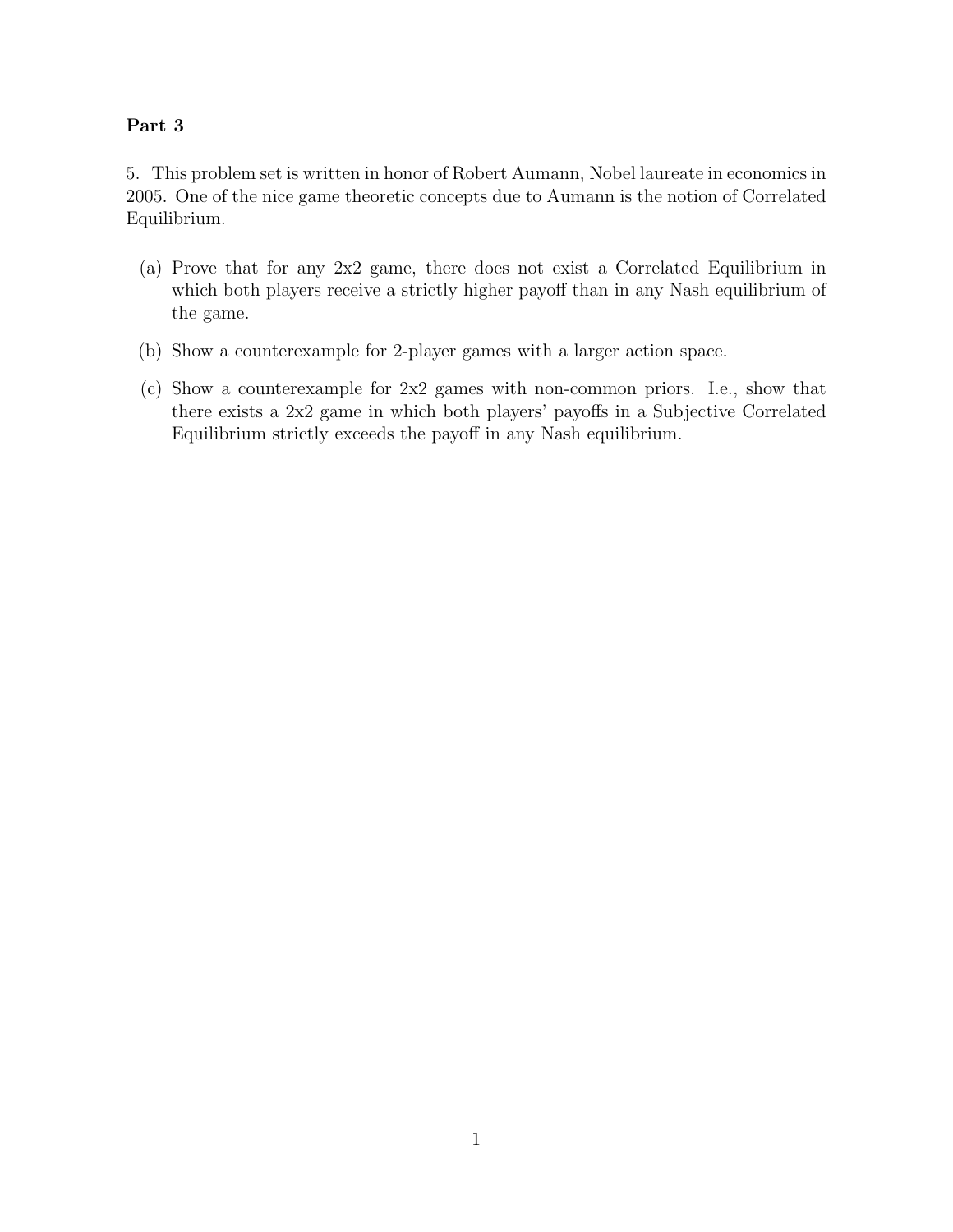## Part 3

5. This problem set is written in honor of Robert Aumann, Nobel laureate in economics in 2005. One of the nice game theoretic concepts due to Aumann is the notion of Correlated Equilibrium.

(a) Prove that for any 2x2 game, there does not exist a Correlated Equilibrium in which both players receive a strictly higher payoff than in any Nash equilibrium of the game.

(b) Show a counterexample for 2-player games with a larger action space.

(c) Show a counterexample for 2x2 games with non-common priors. I.e., show that there exists a 2x2 game in which both players' payoffs in a Subjective Correlated Equilibrium strictly exceeds the payoff in any Nash equilibrium.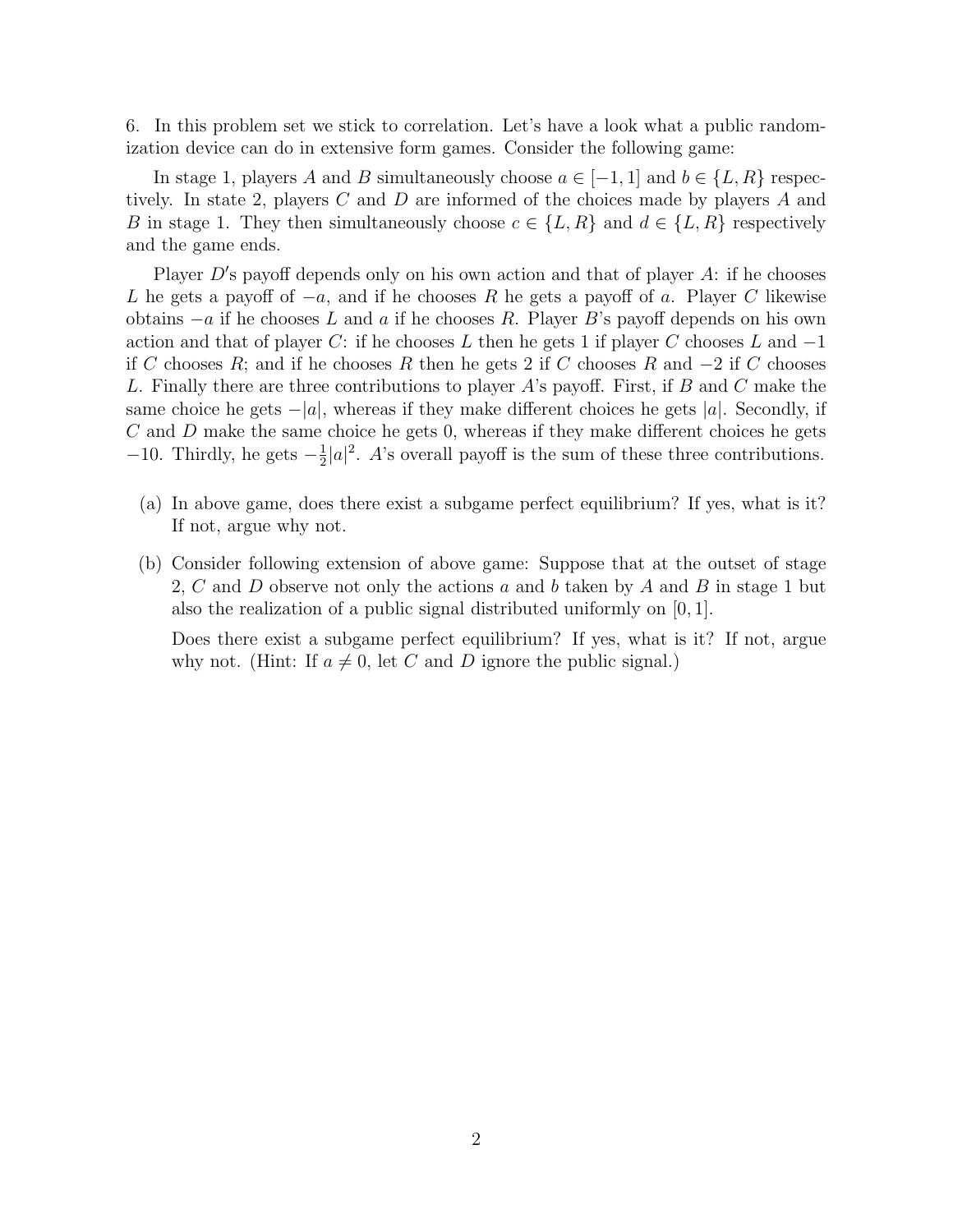6. In this problem set we stick to correlation. Let's have a look what a public randomization device can do in extensive form games. Consider the following game:

In stage 1, players $A$ and $B$ simultaneously choose $a \in [-1, 1]$ and $b \in \{L, R\}$ respectively. In state 2, players $C$ and $D$ are informed of the choices made by players $A$ and $B$ in stage 1. They then simultaneously choose $c \in \{L, R\}$ and $d \in \{L, R\}$ respectively and the game ends.

Player $D$'s payoff depends only on his own action and that of player $A$: if he chooses $L$ he gets a payoff of $-a$, and if he chooses $R$ he gets a payoff of $a$. Player $C$ likewise obtains $-a$ if he chooses $L$ and $a$ if he chooses $R$. Player $B$'s payoff depends on his own action and that of player $C$: if he chooses $L$ then he gets 1 if player $C$ chooses $L$ and $-1$ if $C$ chooses $R$; and if he chooses $R$ then he gets 2 if $C$ chooses $R$ and $-2$ if $C$ chooses $L$. Finally there are three contributions to player $A$'s payoff. First, if $B$ and $C$ make the same choice he gets $-|a|$, whereas if they make different choices he gets $|a|$. Secondly, if $C$ and $D$ make the same choice he gets 0, whereas if they make different choices he gets $-10$. Thirdly, he gets $-\frac{1}{2}|a|^2$. $A$'s overall payoff is the sum of these three contributions.

(a) In above game, does there exist a subgame perfect equilibrium? If yes, what is it? If not, argue why not.

(b) Consider following extension of above game: Suppose that at the outset of stage 2, $C$ and $D$ observe not only the actions $a$ and $b$ taken by $A$ and $B$ in stage 1 but also the realization of a public signal distributed uniformly on $[0, 1]$.

Does there exist a subgame perfect equilibrium? If yes, what is it? If not, argue why not. (Hint: If $a \neq 0$, let $C$ and $D$ ignore the public signal.)